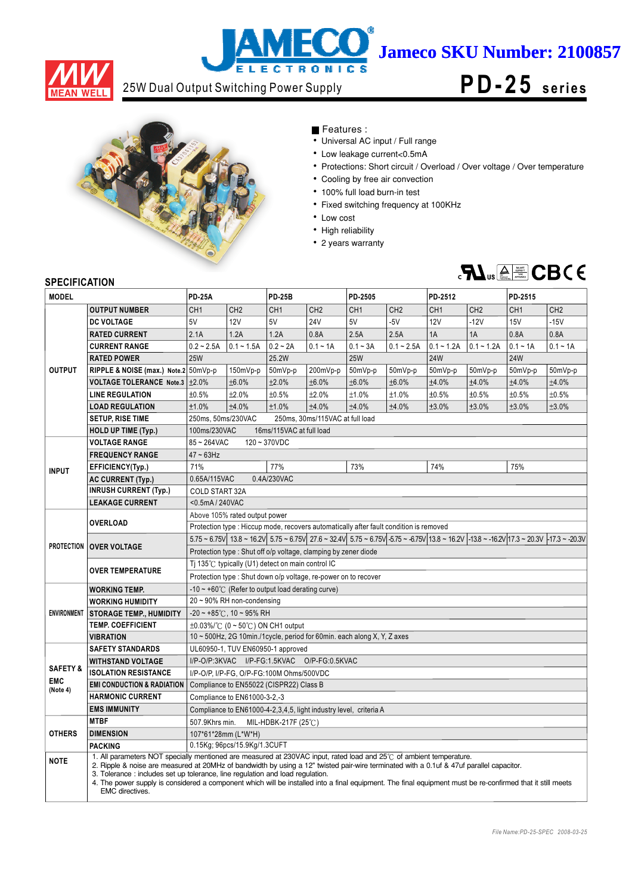Jameco SKU Number: 2100857

# 25W Dual Output Switching Power Supply

# PD-25 series

■ Features :

- Universal AC input / Full range
- Low leakage current<0.5mA
- Protections: Short circuit / Overload / Over voltage / Over temperature
- Cooling by free air convection
- 100% full load burn-in test
- Fixed switching frequency at 100KHz
- Low cost
- High reliability
- 2 years warranty

## SPECIFICATION

| MODEL | | PD-25A | | PD-25B | | PD-2505 | | PD-2512 | | PD-2515 | |
|---|---|---|---|---|---|---|---|---|---|---|---|
| OUTPUT | OUTPUT NUMBER | CH1 | CH2 | CH1 | CH2 | CH1 | CH2 | CH1 | CH2 | CH1 | CH2 |
| | DC VOLTAGE | 5V | 12V | 5V | 24V | 5V | -5V | 12V | -12V | 15V | -15V |
| | RATED CURRENT | 2.1A | 1.2A | 1.2A | 0.8A | 2.5A | 2.5A | 1A | 1A | 0.8A | 0.8A |
| | CURRENT RANGE | 0.2 ~ 2.5A | 0.1 ~ 1.5A | 0.2 ~ 2A | 0.1 ~ 1A | 0.1 ~ 3A | 0.1 ~ 2.5A | 0.1 ~ 1.2A | 0.1 ~ 1.2A | 0.1 ~ 1A | 0.1 ~ 1A |
| | RATED POWER | 25W | | 25.2W | | 25W | | 24W | | 24W | |
| | RIPPLE & NOISE (max.) Note.2 | 50mVp-p | 150mVp-p | 50mVp-p | 200mVp-p | 50mVp-p | 50mVp-p | 50mVp-p | 50mVp-p | 50mVp-p | 50mVp-p |
| | VOLTAGE TOLERANCE Note.3 | ±2.0% | ±6.0% | ±2.0% | ±6.0% | ±6.0% | ±6.0% | ±4.0% | ±4.0% | ±4.0% | ±4.0% |
| | LINE REGULATION | ±0.5% | ±2.0% | ±0.5% | ±2.0% | ±1.0% | ±1.0% | ±0.5% | ±0.5% | ±0.5% | ±0.5% |
| | LOAD REGULATION | ±1.0% | ±4.0% | ±1.0% | ±4.0% | ±4.0% | ±4.0% | ±3.0% | ±3.0% | ±3.0% | ±3.0% |
| | SETUP, RISE TIME | 250ms, 50ms/230VAC 250ms, 30ms/115VAC at full load | | | | | | | | | |
| | HOLD UP TIME (Typ.) | 100ms/230VAC 16ms/115VAC at full load | | | | | | | | | |
| INPUT | VOLTAGE RANGE | 85 ~ 264VAC 120 ~ 370VDC | | | | | | | | | |
| | FREQUENCY RANGE | 47 ~ 63Hz | | | | | | | | | |
| | EFFICIENCY(Typ.) | 71% | | 77% | | 73% | | 74% | | 75% | |
| | AC CURRENT (Typ.) | 0.65A/115VAC 0.4A/230VAC | | | | | | | | | |
| | INRUSH CURRENT (Typ.) | COLD START 32A | | | | | | | | | |
| | LEAKAGE CURRENT | <0.5mA / 240VAC | | | | | | | | | |
| PROTECTION | OVERLOAD | Above 105% rated output power | | | | | | | | | |
| | | Protection type : Hiccup mode, recovers automatically after fault condition is removed | | | | | | | | | |
| | OVER VOLTAGE | 5.75 ~ 6.75V | 13.8 ~ 16.2V | 5.75 ~ 6.75V | 27.6 ~ 32.4V | 5.75 ~ 6.75V | -5.75 ~ -6.75V | 13.8 ~ 16.2V | -13.8 ~ -16.2V | 17.3 ~ 20.3V | -17.3 ~ -20.3V |
| | | Protection type : Shut off o/p voltage, clamping by zener diode | | | | | | | | | |
| | OVER TEMPERATURE | Tj 135℃ typically (U1) detect on main control IC | | | | | | | | | |
| | | Protection type : Shut down o/p voltage, re-power on to recover | | | | | | | | | |
| ENVIRONMENT | WORKING TEMP. | -10 ~ +60℃ (Refer to output load derating curve) | | | | | | | | | |
| | WORKING HUMIDITY | 20 ~ 90% RH non-condensing | | | | | | | | | |
| | STORAGE TEMP., HUMIDITY | -20 ~ +85℃, 10 ~ 95% RH | | | | | | | | | |
| | TEMP. COEFFICIENT | ±0.03%/℃ (0 ~ 50℃) ON CH1 output | | | | | | | | | |
| | VIBRATION | 10 ~ 500Hz, 2G 10min./1cycle, period for 60min. each along X, Y, Z axes | | | | | | | | | |
| SAFETY & EMC (Note 4) | SAFETY STANDARDS | UL60950-1, TUV EN60950-1 approved | | | | | | | | | |
| | WITHSTAND VOLTAGE | I/P-O/P:3KVAC I/P-FG:1.5KVAC O/P-FG:0.5KVAC | | | | | | | | | |
| | ISOLATION RESISTANCE | I/P-O/P, I/P-FG, O/P-FG:100M Ohms/500VDC | | | | | | | | | |
| | EMI CONDUCTION & RADIATION | Compliance to EN55022 (CISPR22) Class B | | | | | | | | | |
| | HARMONIC CURRENT | Compliance to EN61000-3-2,-3 | | | | | | | | | |
| | EMS IMMUNITY | Compliance to EN61000-4-2,3,4,5, light industry level, criteria A | | | | | | | | | |
| OTHERS | MTBF | 507.9Khrs min. MIL-HDBK-217F (25℃) | | | | | | | | | |
| | DIMENSION | 107*61*28mm (L*W*H) | | | | | | | | | |
| | PACKING | 0.15Kg; 96pcs/15.9Kg/1.3CUFT | | | | | | | | | |

**NOTE**

1. All parameters NOT specially mentioned are measured at 230VAC input, rated load and 25℃ of ambient temperature.
2. Ripple & noise are measured at 20MHz of bandwidth by using a 12" twisted pair-wire terminated with a 0.1uf & 47uf parallel capacitor.
3. Tolerance : includes set up tolerance, line regulation and load regulation.
4. The power supply is considered a component which will be installed into a final equipment. The final equipment must be re-confirmed that it still meets EMC directives.

File Name:PD-25-SPEC 2008-03-25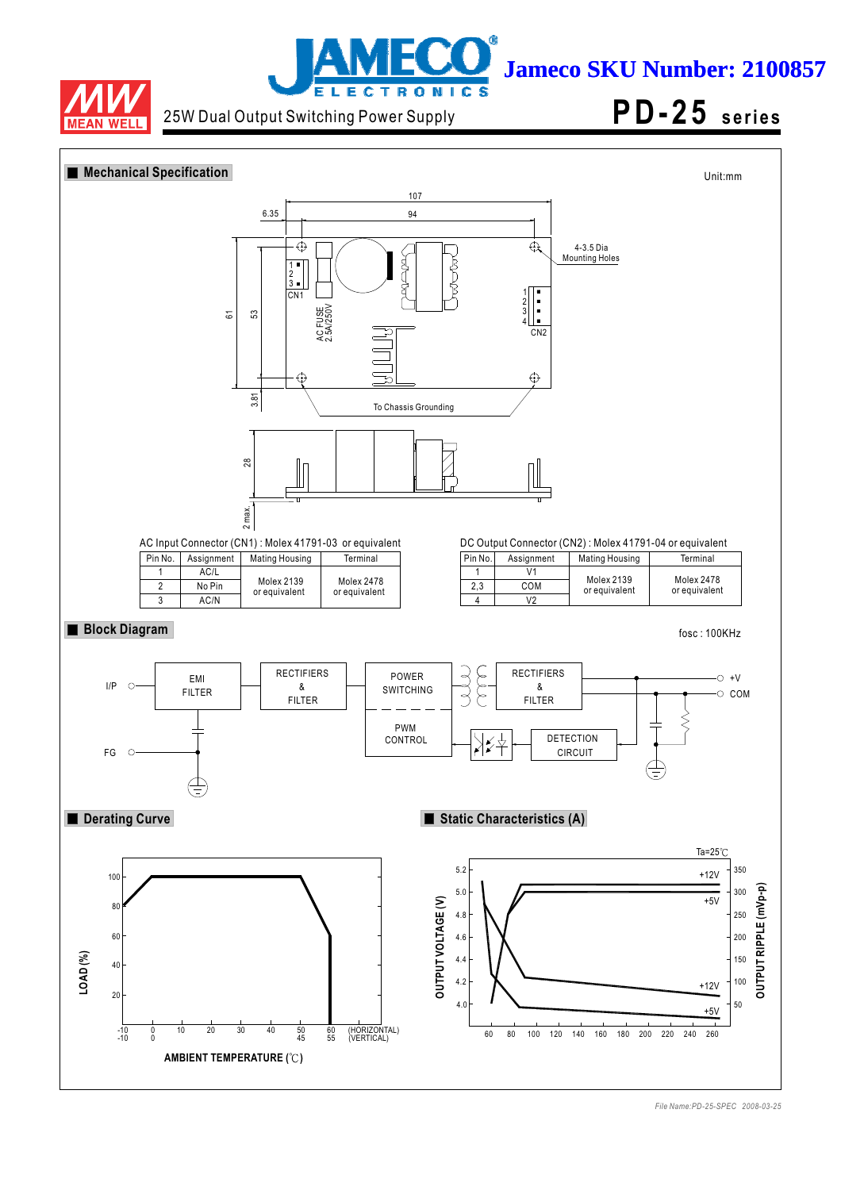Jameco SKU Number: 2100857

25W Dual Output Switching Power Supply

# PD-25 series

## Mechanical Specification

Unit:mm

AC Input Connector (CN1) : Molex 41791-03 or equivalent

| Pin No. | Assignment | Mating Housing | Terminal |
|---|---|---|---|
| 1 | AC/L | Molex 2139 or equivalent | Molex 2478 or equivalent |
| 2 | No Pin | | |
| 3 | AC/N | | |

DC Output Connector (CN2) : Molex 41791-04 or equivalent

| Pin No. | Assignment | Mating Housing | Terminal |
|---|---|---|---|
| 1 | V1 | Molex 2139 or equivalent | Molex 2478 or equivalent |
| 2,3 | COM | | |
| 4 | V2 | | |

## Block Diagram

fosc : 100KHz

## Derating Curve

## Static Characteristics (A)

File Name:PD-25-SPEC 2008-03-25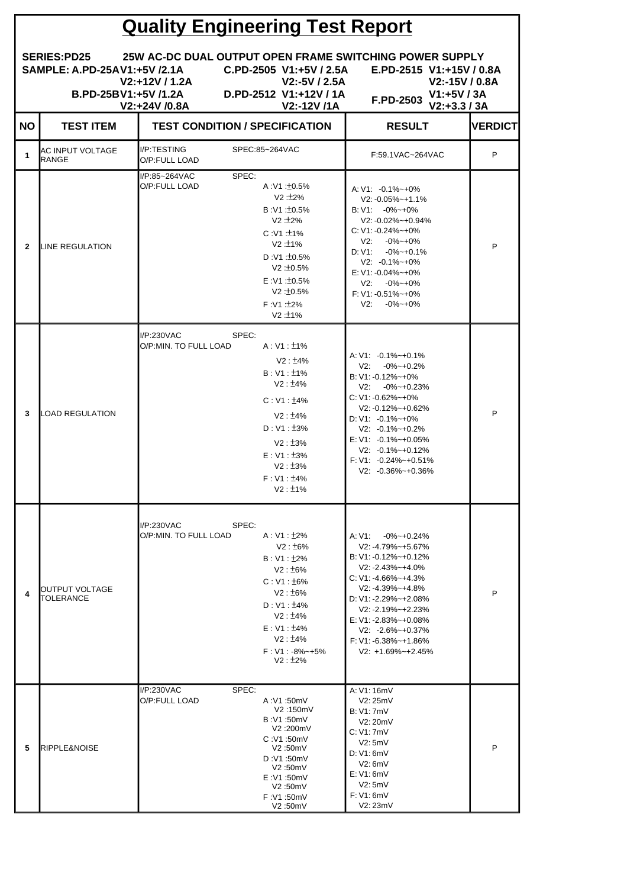# Quality Engineering Test Report

**SERIES:PD25 25W AC-DC DUAL OUTPUT OPEN FRAME SWITCHING POWER SUPPLY**

**SAMPLE: A.PD-25A V1:+5V /2.1A V2:+12V / 1.2A**
**B.PD-25B V1:+5V /1.2A V2:+24V /0.8A**
**C.PD-2505 V1:+5V / 2.5A V2:-5V / 2.5A**
**D.PD-2512 V1:+12V / 1A V2:-12V /1A**
**E.PD-2515 V1:+15V / 0.8A V2:-15V / 0.8A**
**F.PD-2503 V1:+5V / 3A V2:+3.3 / 3A**

| NO | TEST ITEM | TEST CONDITION / SPECIFICATION | RESULT | VERDICT |
|---|---|---|---|---|
| 1 | AC INPUT VOLTAGE RANGE | I/P:TESTING O/P:FULL LOAD SPEC:85~264VAC | F:59.1VAC~264VAC | P |
| 2 | LINE REGULATION | I/P:85~264VAC O/P:FULL LOAD SPEC: A :V1 :±0.5% V2 :±2% B :V1 :±0.5% V2 :±2% C :V1 :±1% V2 :±1% D :V1 :±0.5% V2 :±0.5% E :V1 :±0.5% V2 :±0.5% F :V1 :±2% V2 :±1% | A: V1: -0.1%~+0% V2: -0.05%~+1.1% B: V1: -0%~+0% V2: -0.02%~+0.94% C: V1: -0.24%~+0% V2: -0%~+0% D: V1: -0%~+0.1% V2: -0.1%~+0% E: V1: -0.04%~+0% V2: -0%~+0% F: V1: -0.51%~+0% V2: -0%~+0% | P |
| 3 | LOAD REGULATION | I/P:230VAC O/P:MIN. TO FULL LOAD SPEC: A : V1 : ±1% V2 : ±4% B : V1 : ±1% V2 : ±4% C : V1 : ±4% V2 : ±4% D : V1 : ±3% V2 : ±3% E : V1 : ±3% V2 : ±3% F : V1 : ±4% V2 : ±1% | A: V1: -0.1%~+0.1% V2: -0%~+0.2% B: V1: -0.12%~+0% V2: -0%~+0.23% C: V1: -0.62%~+0% V2: -0.12%~+0.62% D: V1: -0.1%~+0% V2: -0.1%~+0.2% E: V1: -0.1%~+0.05% V2: -0.1%~+0.12% F: V1: -0.24%~+0.51% V2: -0.36%~+0.36% | P |
| 4 | OUTPUT VOLTAGE TOLERANCE | I/P:230VAC O/P:MIN. TO FULL LOAD SPEC: A : V1 : ±2% V2 : ±6% B : V1 : ±2% V2 : ±6% C : V1 : ±6% V2 : ±6% D : V1 : ±4% V2 : ±4% E : V1 : ±4% V2 : ±4% F : V1 : -8%~+5% V2 : ±2% | A: V1: -0%~+0.24% V2: -4.79%~+5.67% B: V1: -0.12%~+0.12% V2: -2.43%~+4.0% C: V1: -4.66%~+4.3% V2: -4.39%~+4.8% D: V1: -2.29%~+2.08% V2: -2.19%~+2.23% E: V1: -2.83%~+0.08% V2: -2.6%~+0.37% F: V1: -6.38%~+1.86% V2: +1.69%~+2.45% | P |
| 5 | RIPPLE&NOISE | I/P:230VAC O/P:FULL LOAD SPEC: A :V1 :50mV V2 :150mV B :V1 :50mV V2 :200mV C :V1 :50mV V2 :50mV D :V1 :50mV V2 :50mV E :V1 :50mV V2 :50mV F :V1 :50mV V2 :50mV | A: V1: 16mV V2: 25mV B: V1: 7mV V2: 20mV C: V1: 7mV V2: 5mV D: V1: 6mV V2: 6mV E: V1: 6mV V2: 5mV F: V1: 6mV V2: 23mV | P |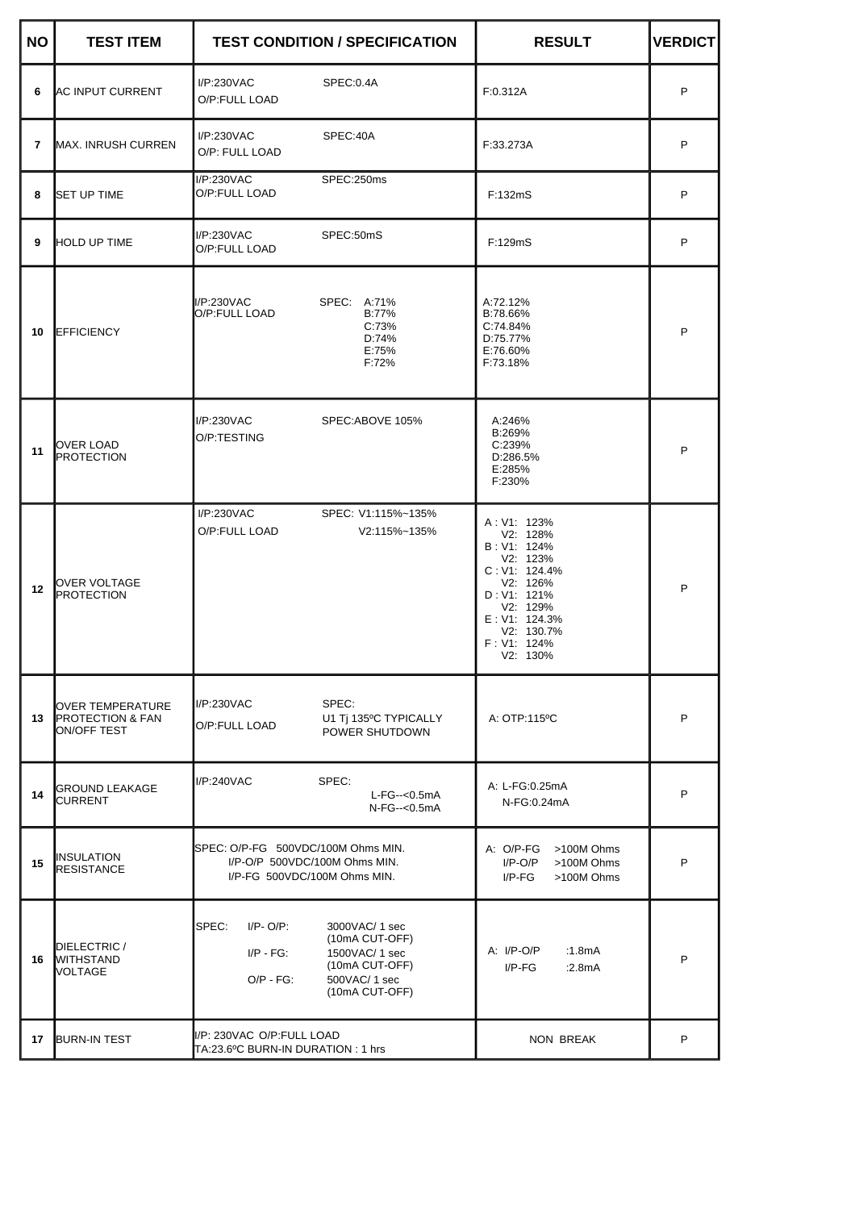| NO | TEST ITEM | TEST CONDITION / SPECIFICATION | RESULT | VERDICT |
|---|---|---|---|---|
| 6 | AC INPUT CURRENT | I/P:230VAC SPEC:0.4A<br>O/P:FULL LOAD | F:0.312A | P |
| 7 | MAX. INRUSH CURREN | I/P:230VAC SPEC:40A<br>O/P: FULL LOAD | F:33.273A | P |
| 8 | SET UP TIME | I/P:230VAC SPEC:250ms<br>O/P:FULL LOAD | F:132mS | P |
| 9 | HOLD UP TIME | I/P:230VAC SPEC:50mS<br>O/P:FULL LOAD | F:129mS | P |
| 10 | EFFICIENCY | I/P:230VAC SPEC: A:71%<br>O/P:FULL LOAD B:77%<br>C:73%<br>D:74%<br>E:75%<br>F:72% | A:72.12%<br>B:78.66%<br>C:74.84%<br>D:75.77%<br>E:76.60%<br>F:73.18% | P |
| 11 | OVER LOAD PROTECTION | I/P:230VAC SPEC:ABOVE 105%<br>O/P:TESTING | A:246%<br>B:269%<br>C:239%<br>D:286.5%<br>E:285%<br>F:230% | P |
| 12 | OVER VOLTAGE PROTECTION | I/P:230VAC SPEC: V1:115%~135%<br>O/P:FULL LOAD V2:115%~135% | A : V1: 123%<br>V2: 128%<br>B : V1: 124%<br>V2: 123%<br>C : V1: 124.4%<br>V2: 126%<br>D : V1: 121%<br>V2: 129%<br>E : V1: 124.3%<br>V2: 130.7%<br>F : V1: 124%<br>V2: 130% | P |
| 13 | OVER TEMPERATURE PROTECTION & FAN ON/OFF TEST | I/P:230VAC SPEC:<br>O/P:FULL LOAD U1 Tj 135ºC TYPICALLY POWER SHUTDOWN | A: OTP:115ºC | P |
| 14 | GROUND LEAKAGE CURRENT | I/P:240VAC SPEC:<br>L-FG--<0.5mA<br>N-FG--<0.5mA | A: L-FG:0.25mA<br>N-FG:0.24mA | P |
| 15 | INSULATION RESISTANCE | SPEC: O/P-FG 500VDC/100M Ohms MIN.<br>I/P-O/P 500VDC/100M Ohms MIN.<br>I/P-FG 500VDC/100M Ohms MIN. | A: O/P-FG >100M Ohms<br>I/P-O/P >100M Ohms<br>I/P-FG >100M Ohms | P |
| 16 | DIELECTRIC / WITHSTAND VOLTAGE | SPEC: I/P- O/P: 3000VAC/ 1 sec (10mA CUT-OFF)<br>I/P - FG: 1500VAC/ 1 sec (10mA CUT-OFF)<br>O/P - FG: 500VAC/ 1 sec (10mA CUT-OFF) | A: I/P-O/P :1.8mA<br>I/P-FG :2.8mA | P |
| 17 | BURN-IN TEST | I/P: 230VAC O/P:FULL LOAD<br>TA:23.6ºC BURN-IN DURATION : 1 hrs | NON BREAK | P |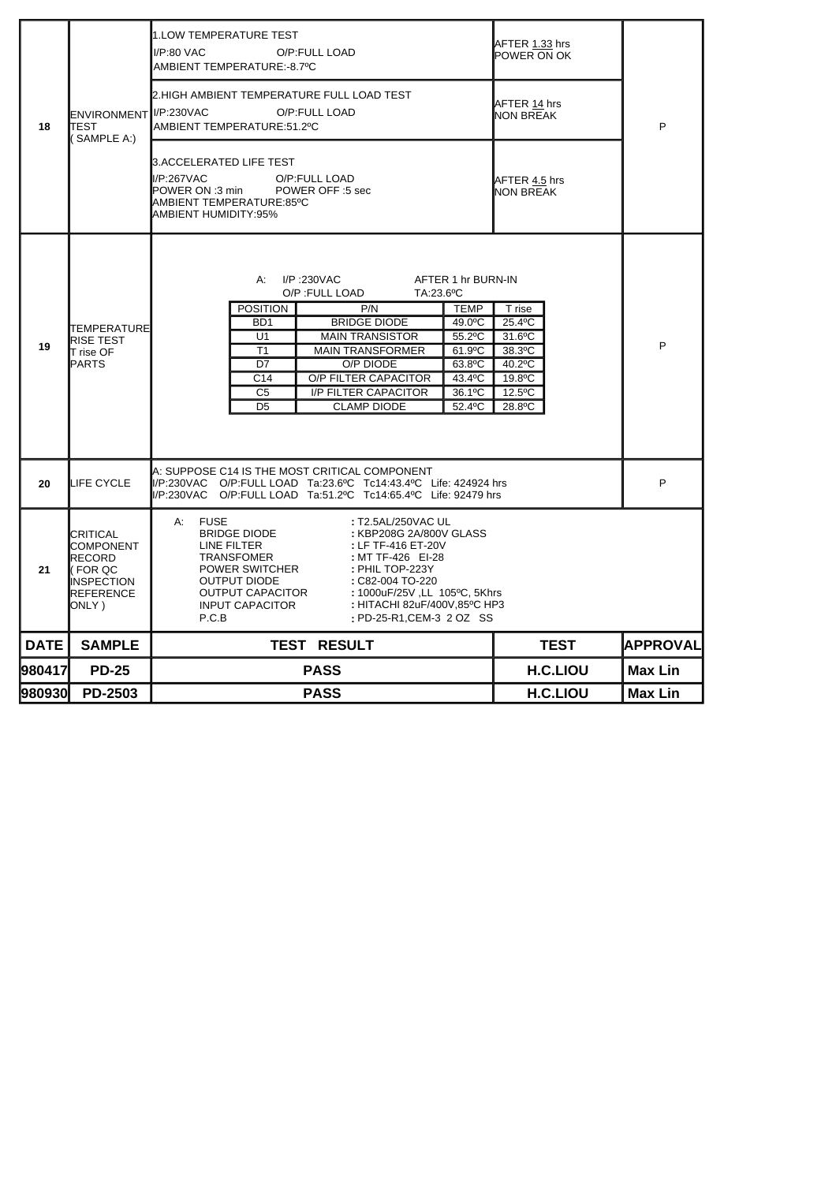| | | | | |
|---|---|---|---|---|
| 18 | ENVIRONMENT TEST ( SAMPLE A:) | 1.LOW TEMPERATURE TEST<br>I/P:80 VAC O/P:FULL LOAD<br>AMBIENT TEMPERATURE:-8.7ºC | AFTER 1.33 hrs<br>POWER ON OK | P |
| | | 2.HIGH AMBIENT TEMPERATURE FULL LOAD TEST<br>I/P:230VAC O/P:FULL LOAD<br>AMBIENT TEMPERATURE:51.2ºC | AFTER 14 hrs<br>NON BREAK | |
| | | 3.ACCELERATED LIFE TEST<br>I/P:267VAC O/P:FULL LOAD<br>POWER ON :3 min POWER OFF :5 sec<br>AMBIENT TEMPERATURE:85ºC<br>AMBIENT HUMIDITY:95% | AFTER 4.5 hrs<br>NON BREAK | |
| 19 | TEMPERATURE RISE TEST T rise OF PARTS | A: I/P :230VAC O/P :FULL LOAD AFTER 1 hr BURN-IN TA:23.6ºC (see table below) | | P |
| 20 | LIFE CYCLE | A: SUPPOSE C14 IS THE MOST CRITICAL COMPONENT<br>I/P:230VAC O/P:FULL LOAD Ta:23.6ºC Tc14:43.4ºC Life: 424924 hrs<br>I/P:230VAC O/P:FULL LOAD Ta:51.2ºC Tc14:65.4ºC Life: 92479 hrs | | P |
| 21 | CRITICAL COMPONENT RECORD ( FOR QC INSPECTION REFERENCE ONLY ) | A: FUSE : T2.5AL/250VAC UL<br>BRIDGE DIODE : KBP208G 2A/800V GLASS<br>LINE FILTER : LF TF-416 ET-20V<br>TRANSFOMER : MT TF-426 EI-28<br>POWER SWITCHER : PHIL TOP-223Y<br>OUTPUT DIODE : C82-004 TO-220<br>OUTPUT CAPACITOR : 1000uF/25V ,LL 105ºC, 5Khrs<br>INPUT CAPACITOR : HITACHI 82uF/400V,85ºC HP3<br>P.C.B : PD-25-R1,CEM-3 2 OZ SS | | |

Item 19 — A: I/P :230VAC, O/P :FULL LOAD, AFTER 1 hr BURN-IN, TA:23.6ºC

| POSITION | P/N | TEMP | T rise |
|---|---|---|---|
| BD1 | BRIDGE DIODE | 49.0ºC | 25.4ºC |
| U1 | MAIN TRANSISTOR | 55.2ºC | 31.6ºC |
| T1 | MAIN TRANSFORMER | 61.9ºC | 38.3ºC |
| D7 | O/P DIODE | 63.8ºC | 40.2ºC |
| C14 | O/P FILTER CAPACITOR | 43.4ºC | 19.8ºC |
| C5 | I/P FILTER CAPACITOR | 36.1ºC | 12.5ºC |
| D5 | CLAMP DIODE | 52.4ºC | 28.8ºC |

| DATE | SAMPLE | TEST RESULT | TEST | APPROVAL |
|---|---|---|---|---|
| 980417 | PD-25 | PASS | H.C.LIOU | Max Lin |
| 980930 | PD-2503 | PASS | H.C.LIOU | Max Lin |